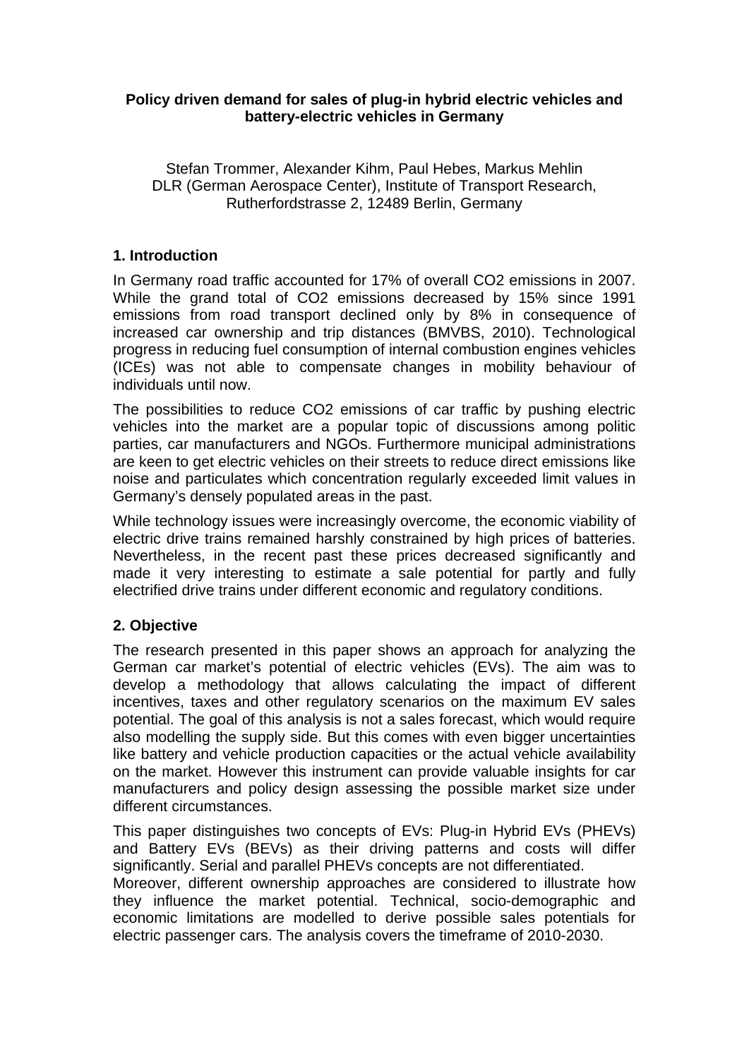# Policy driven demand for sales of plug-in hybrid electric vehicles and battery-electric vehicles in Germany

Stefan Trommer, Alexander Kihm, Paul Hebes, Markus Mehlin
DLR (German Aerospace Center), Institute of Transport Research, Rutherfordstrasse 2, 12489 Berlin, Germany

## 1. Introduction

In Germany road traffic accounted for 17% of overall $CO_2$ emissions in 2007. While the grand total of $CO_2$ emissions decreased by 15% since 1991 emissions from road transport declined only by 8% in consequence of increased car ownership and trip distances (BMVBS, 2010). Technological progress in reducing fuel consumption of internal combustion engines vehicles (ICEs) was not able to compensate changes in mobility behaviour of individuals until now.

The possibilities to reduce $CO_2$ emissions of car traffic by pushing electric vehicles into the market are a popular topic of discussions among politic parties, car manufacturers and NGOs. Furthermore municipal administrations are keen to get electric vehicles on their streets to reduce direct emissions like noise and particulates which concentration regularly exceeded limit values in Germany's densely populated areas in the past.

While technology issues were increasingly overcome, the economic viability of electric drive trains remained harshly constrained by high prices of batteries. Nevertheless, in the recent past these prices decreased significantly and made it very interesting to estimate a sale potential for partly and fully electrified drive trains under different economic and regulatory conditions.

## 2. Objective

The research presented in this paper shows an approach for analyzing the German car market's potential of electric vehicles (EVs). The aim was to develop a methodology that allows calculating the impact of different incentives, taxes and other regulatory scenarios on the maximum EV sales potential. The goal of this analysis is not a sales forecast, which would require also modelling the supply side. But this comes with even bigger uncertainties like battery and vehicle production capacities or the actual vehicle availability on the market. However this instrument can provide valuable insights for car manufacturers and policy design assessing the possible market size under different circumstances.

This paper distinguishes two concepts of EVs: Plug-in Hybrid EVs (PHEVs) and Battery EVs (BEVs) as their driving patterns and costs will differ significantly. Serial and parallel PHEVs concepts are not differentiated.
Moreover, different ownership approaches are considered to illustrate how they influence the market potential. Technical, socio-demographic and economic limitations are modelled to derive possible sales potentials for electric passenger cars. The analysis covers the timeframe of 2010-2030.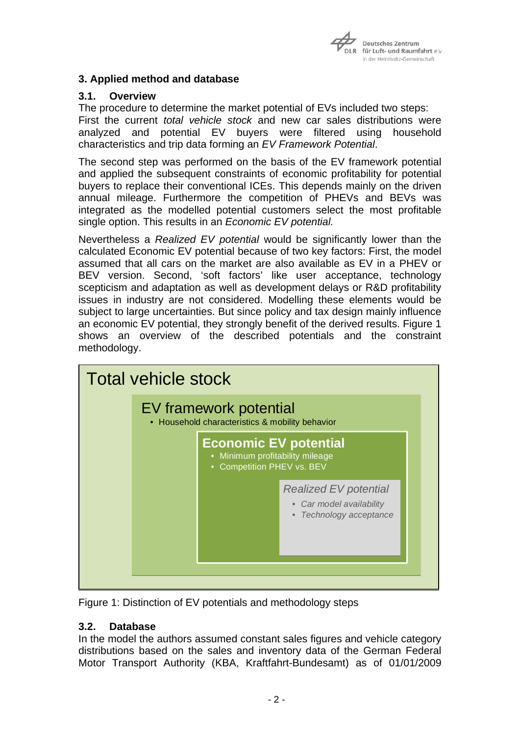### 3. Applied method and database

#### 3.1. Overview

The procedure to determine the market potential of EVs included two steps: First the current *total vehicle stock* and new car sales distributions were analyzed and potential EV buyers were filtered using household characteristics and trip data forming an *EV Framework Potential*.

The second step was performed on the basis of the EV framework potential and applied the subsequent constraints of economic profitability for potential buyers to replace their conventional ICEs. This depends mainly on the driven annual mileage. Furthermore the competition of PHEVs and BEVs was integrated as the modelled potential customers select the most profitable single option. This results in an *Economic EV potential.*

Nevertheless a *Realized EV potential* would be significantly lower than the calculated Economic EV potential because of two key factors: First, the model assumed that all cars on the market are also available as EV in a PHEV or BEV version. Second, 'soft factors' like user acceptance, technology scepticism and adaptation as well as development delays or R&D profitability issues in industry are not considered. Modelling these elements would be subject to large uncertainties. But since policy and tax design mainly influence an economic EV potential, they strongly benefit of the derived results. Figure 1 shows an overview of the described potentials and the constraint methodology.

Total vehicle stock

EV framework potential
- Household characteristics & mobility behavior

**Economic EV potential**
- Minimum profitability mileage
- Competition PHEV vs. BEV

*Realized EV potential*
- *Car model availability*
- *Technology acceptance*

Figure 1: Distinction of EV potentials and methodology steps

#### 3.2. Database

In the model the authors assumed constant sales figures and vehicle category distributions based on the sales and inventory data of the German Federal Motor Transport Authority (KBA, Kraftfahrt-Bundesamt) as of 01/01/2009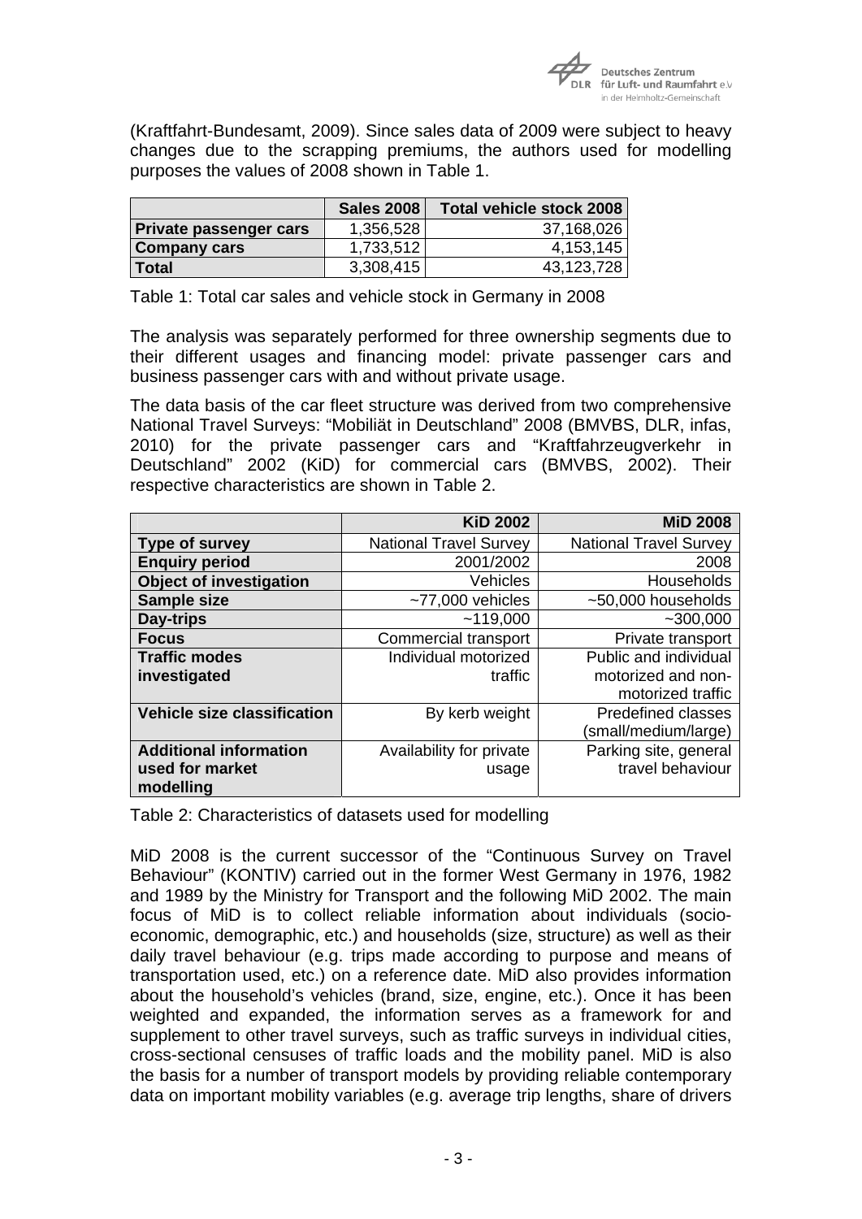(Kraftfahrt-Bundesamt, 2009). Since sales data of 2009 were subject to heavy changes due to the scrapping premiums, the authors used for modelling purposes the values of 2008 shown in Table 1.

| | Sales 2008 | Total vehicle stock 2008 |
|---|---|---|
| **Private passenger cars** | 1,356,528 | 37,168,026 |
| **Company cars** | 1,733,512 | 4,153,145 |
| **Total** | 3,308,415 | 43,123,728 |

Table 1: Total car sales and vehicle stock in Germany in 2008

The analysis was separately performed for three ownership segments due to their different usages and financing model: private passenger cars and business passenger cars with and without private usage.

The data basis of the car fleet structure was derived from two comprehensive National Travel Surveys: "Mobiliät in Deutschland" 2008 (BMVBS, DLR, infas, 2010) for the private passenger cars and "Kraftfahrzeugverkehr in Deutschland" 2002 (KiD) for commercial cars (BMVBS, 2002). Their respective characteristics are shown in Table 2.

| | KiD 2002 | MiD 2008 |
|---|---|---|
| **Type of survey** | National Travel Survey | National Travel Survey |
| **Enquiry period** | 2001/2002 | 2008 |
| **Object of investigation** | Vehicles | Households |
| **Sample size** | ~77,000 vehicles | ~50,000 households |
| **Day-trips** | ~119,000 | ~300,000 |
| **Focus** | Commercial transport | Private transport |
| **Traffic modes investigated** | Individual motorized traffic | Public and individual motorized and non-motorized traffic |
| **Vehicle size classification** | By kerb weight | Predefined classes (small/medium/large) |
| **Additional information used for market modelling** | Availability for private usage | Parking site, general travel behaviour |

Table 2: Characteristics of datasets used for modelling

MiD 2008 is the current successor of the "Continuous Survey on Travel Behaviour" (KONTIV) carried out in the former West Germany in 1976, 1982 and 1989 by the Ministry for Transport and the following MiD 2002. The main focus of MiD is to collect reliable information about individuals (socio-economic, demographic, etc.) and households (size, structure) as well as their daily travel behaviour (e.g. trips made according to purpose and means of transportation used, etc.) on a reference date. MiD also provides information about the household's vehicles (brand, size, engine, etc.). Once it has been weighted and expanded, the information serves as a framework for and supplement to other travel surveys, such as traffic surveys in individual cities, cross-sectional censuses of traffic loads and the mobility panel. MiD is also the basis for a number of transport models by providing reliable contemporary data on important mobility variables (e.g. average trip lengths, share of drivers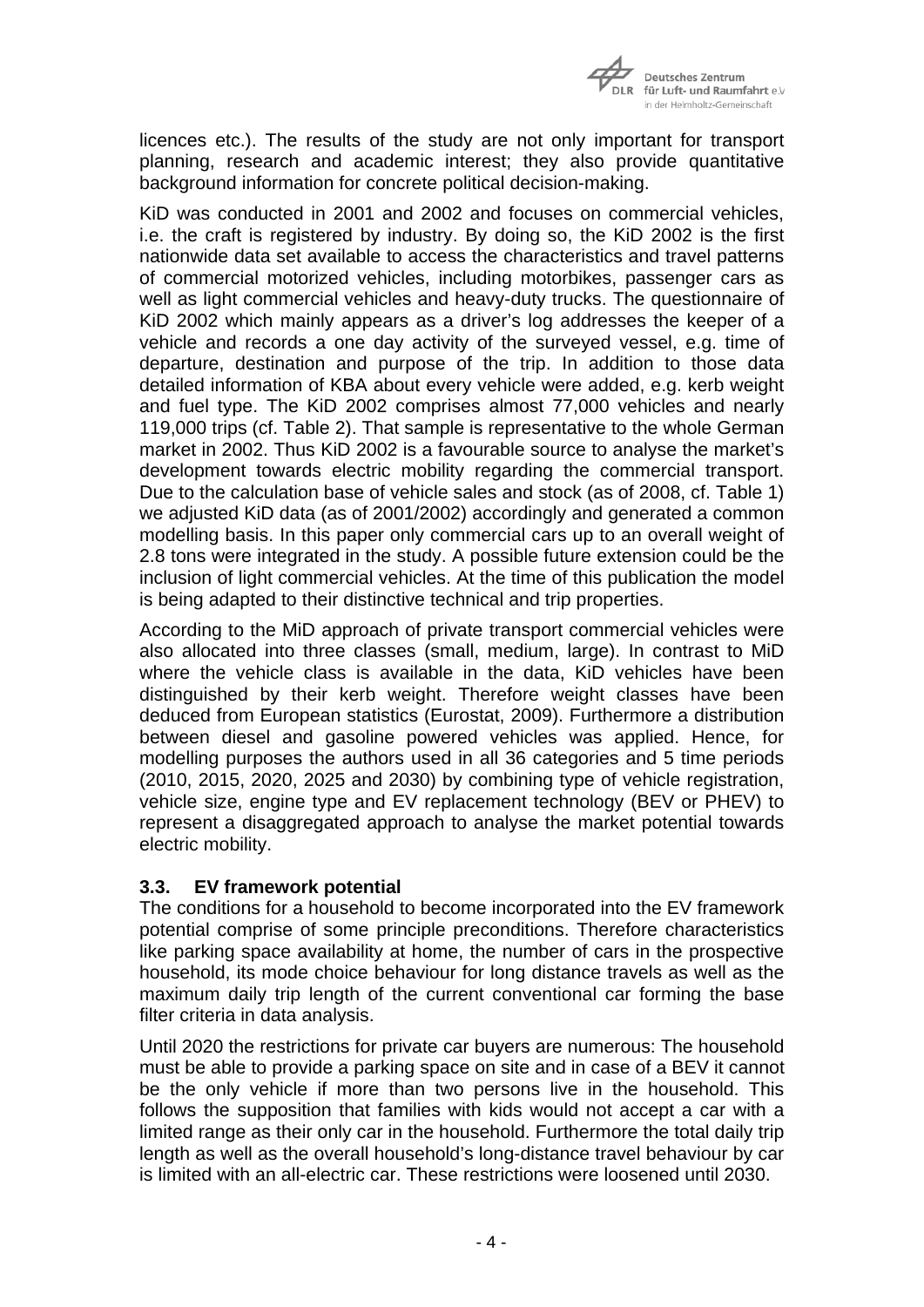licences etc.). The results of the study are not only important for transport planning, research and academic interest; they also provide quantitative background information for concrete political decision-making.

KiD was conducted in 2001 and 2002 and focuses on commercial vehicles, i.e. the craft is registered by industry. By doing so, the KiD 2002 is the first nationwide data set available to access the characteristics and travel patterns of commercial motorized vehicles, including motorbikes, passenger cars as well as light commercial vehicles and heavy-duty trucks. The questionnaire of KiD 2002 which mainly appears as a driver's log addresses the keeper of a vehicle and records a one day activity of the surveyed vessel, e.g. time of departure, destination and purpose of the trip. In addition to those data detailed information of KBA about every vehicle were added, e.g. kerb weight and fuel type. The KiD 2002 comprises almost 77,000 vehicles and nearly 119,000 trips (cf. Table 2). That sample is representative to the whole German market in 2002. Thus KiD 2002 is a favourable source to analyse the market's development towards electric mobility regarding the commercial transport. Due to the calculation base of vehicle sales and stock (as of 2008, cf. Table 1) we adjusted KiD data (as of 2001/2002) accordingly and generated a common modelling basis. In this paper only commercial cars up to an overall weight of 2.8 tons were integrated in the study. A possible future extension could be the inclusion of light commercial vehicles. At the time of this publication the model is being adapted to their distinctive technical and trip properties.

According to the MiD approach of private transport commercial vehicles were also allocated into three classes (small, medium, large). In contrast to MiD where the vehicle class is available in the data, KiD vehicles have been distinguished by their kerb weight. Therefore weight classes have been deduced from European statistics (Eurostat, 2009). Furthermore a distribution between diesel and gasoline powered vehicles was applied. Hence, for modelling purposes the authors used in all 36 categories and 5 time periods (2010, 2015, 2020, 2025 and 2030) by combining type of vehicle registration, vehicle size, engine type and EV replacement technology (BEV or PHEV) to represent a disaggregated approach to analyse the market potential towards electric mobility.

### 3.3. EV framework potential

The conditions for a household to become incorporated into the EV framework potential comprise of some principle preconditions. Therefore characteristics like parking space availability at home, the number of cars in the prospective household, its mode choice behaviour for long distance travels as well as the maximum daily trip length of the current conventional car forming the base filter criteria in data analysis.

Until 2020 the restrictions for private car buyers are numerous: The household must be able to provide a parking space on site and in case of a BEV it cannot be the only vehicle if more than two persons live in the household. This follows the supposition that families with kids would not accept a car with a limited range as their only car in the household. Furthermore the total daily trip length as well as the overall household's long-distance travel behaviour by car is limited with an all-electric car. These restrictions were loosened until 2030.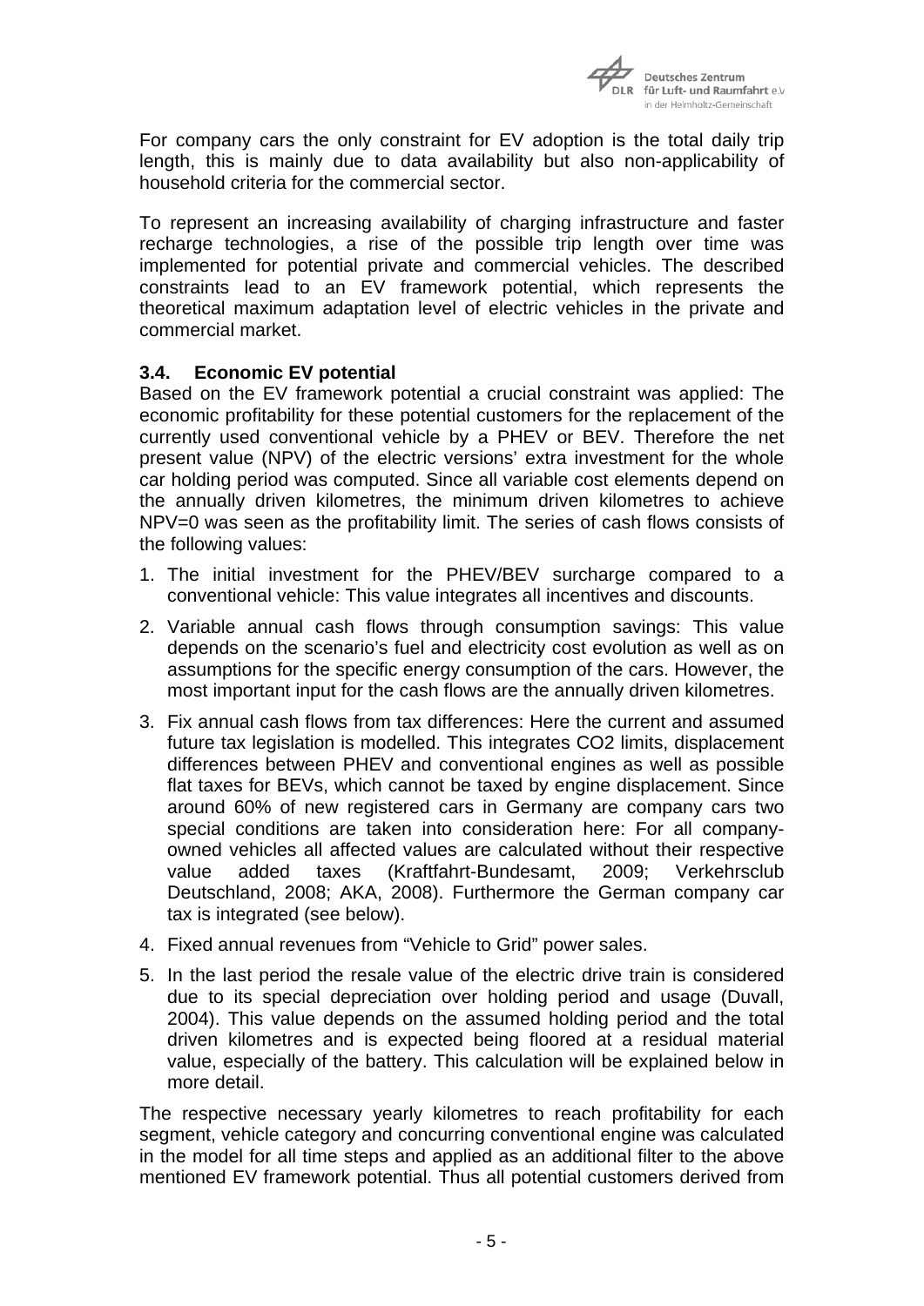For company cars the only constraint for EV adoption is the total daily trip length, this is mainly due to data availability but also non-applicability of household criteria for the commercial sector.

To represent an increasing availability of charging infrastructure and faster recharge technologies, a rise of the possible trip length over time was implemented for potential private and commercial vehicles. The described constraints lead to an EV framework potential, which represents the theoretical maximum adaptation level of electric vehicles in the private and commercial market.

### 3.4. Economic EV potential

Based on the EV framework potential a crucial constraint was applied: The economic profitability for these potential customers for the replacement of the currently used conventional vehicle by a PHEV or BEV. Therefore the net present value (NPV) of the electric versions' extra investment for the whole car holding period was computed. Since all variable cost elements depend on the annually driven kilometres, the minimum driven kilometres to achieve NPV=0 was seen as the profitability limit. The series of cash flows consists of the following values:

1. The initial investment for the PHEV/BEV surcharge compared to a conventional vehicle: This value integrates all incentives and discounts.
2. Variable annual cash flows through consumption savings: This value depends on the scenario's fuel and electricity cost evolution as well as on assumptions for the specific energy consumption of the cars. However, the most important input for the cash flows are the annually driven kilometres.
3. Fix annual cash flows from tax differences: Here the current and assumed future tax legislation is modelled. This integrates $CO_2$ limits, displacement differences between PHEV and conventional engines as well as possible flat taxes for BEVs, which cannot be taxed by engine displacement. Since around 60% of new registered cars in Germany are company cars two special conditions are taken into consideration here: For all company-owned vehicles all affected values are calculated without their respective value added taxes (Kraftfahrt-Bundesamt, 2009; Verkehrsclub Deutschland, 2008; AKA, 2008). Furthermore the German company car tax is integrated (see below).
4. Fixed annual revenues from "Vehicle to Grid" power sales.
5. In the last period the resale value of the electric drive train is considered due to its special depreciation over holding period and usage (Duvall, 2004). This value depends on the assumed holding period and the total driven kilometres and is expected being floored at a residual material value, especially of the battery. This calculation will be explained below in more detail.

The respective necessary yearly kilometres to reach profitability for each segment, vehicle category and concurring conventional engine was calculated in the model for all time steps and applied as an additional filter to the above mentioned EV framework potential. Thus all potential customers derived from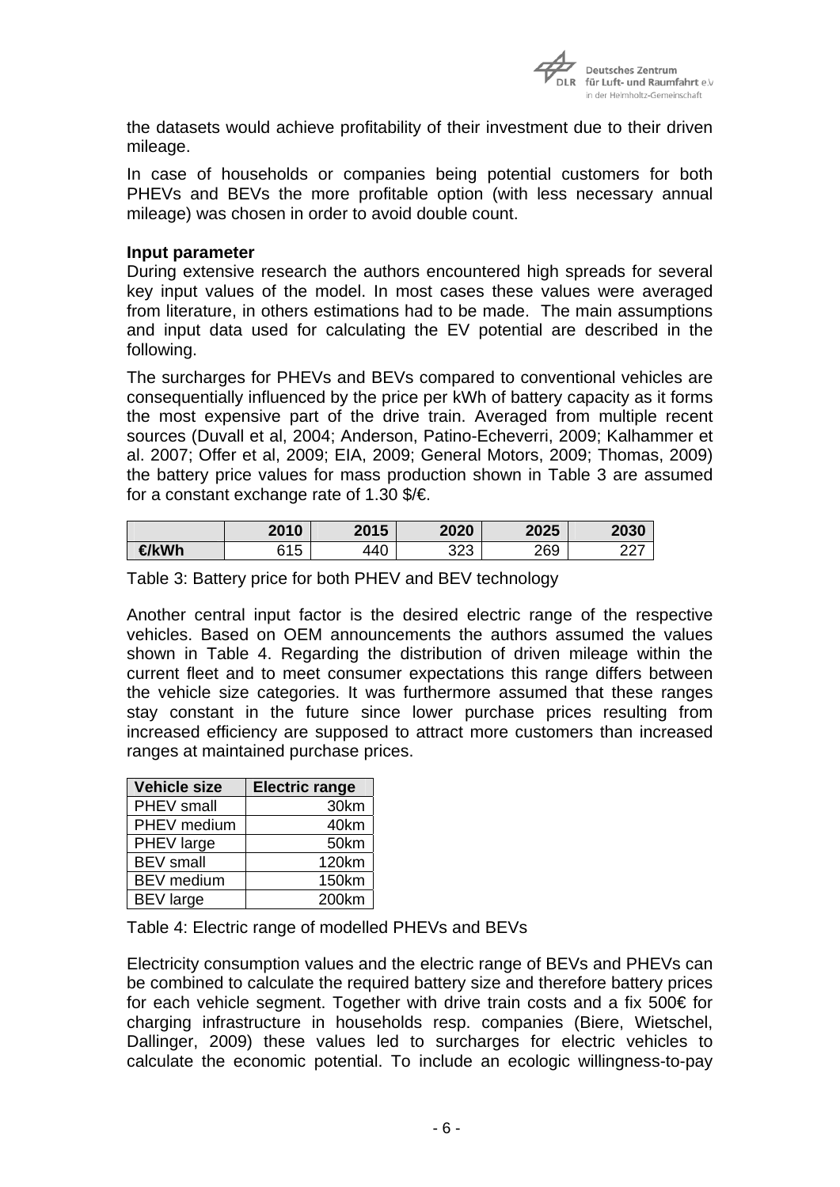the datasets would achieve profitability of their investment due to their driven mileage.

In case of households or companies being potential customers for both PHEVs and BEVs the more profitable option (with less necessary annual mileage) was chosen in order to avoid double count.

**Input parameter**

During extensive research the authors encountered high spreads for several key input values of the model. In most cases these values were averaged from literature, in others estimations had to be made. The main assumptions and input data used for calculating the EV potential are described in the following.

The surcharges for PHEVs and BEVs compared to conventional vehicles are consequentially influenced by the price per kWh of battery capacity as it forms the most expensive part of the drive train. Averaged from multiple recent sources (Duvall et al, 2004; Anderson, Patino-Echeverri, 2009; Kalhammer et al. 2007; Offer et al, 2009; EIA, 2009; General Motors, 2009; Thomas, 2009) the battery price values for mass production shown in Table 3 are assumed for a constant exchange rate of 1.30 $/€.

| | 2010 | 2015 | 2020 | 2025 | 2030 |
|---|---|---|---|---|---|
| **€/kWh** | 615 | 440 | 323 | 269 | 227 |

Table 3: Battery price for both PHEV and BEV technology

Another central input factor is the desired electric range of the respective vehicles. Based on OEM announcements the authors assumed the values shown in Table 4. Regarding the distribution of driven mileage within the current fleet and to meet consumer expectations this range differs between the vehicle size categories. It was furthermore assumed that these ranges stay constant in the future since lower purchase prices resulting from increased efficiency are supposed to attract more customers than increased ranges at maintained purchase prices.

| Vehicle size | Electric range |
|---|---|
| PHEV small | 30km |
| PHEV medium | 40km |
| PHEV large | 50km |
| BEV small | 120km |
| BEV medium | 150km |
| BEV large | 200km |

Table 4: Electric range of modelled PHEVs and BEVs

Electricity consumption values and the electric range of BEVs and PHEVs can be combined to calculate the required battery size and therefore battery prices for each vehicle segment. Together with drive train costs and a fix 500€ for charging infrastructure in households resp. companies (Biere, Wietschel, Dallinger, 2009) these values led to surcharges for electric vehicles to calculate the economic potential. To include an ecologic willingness-to-pay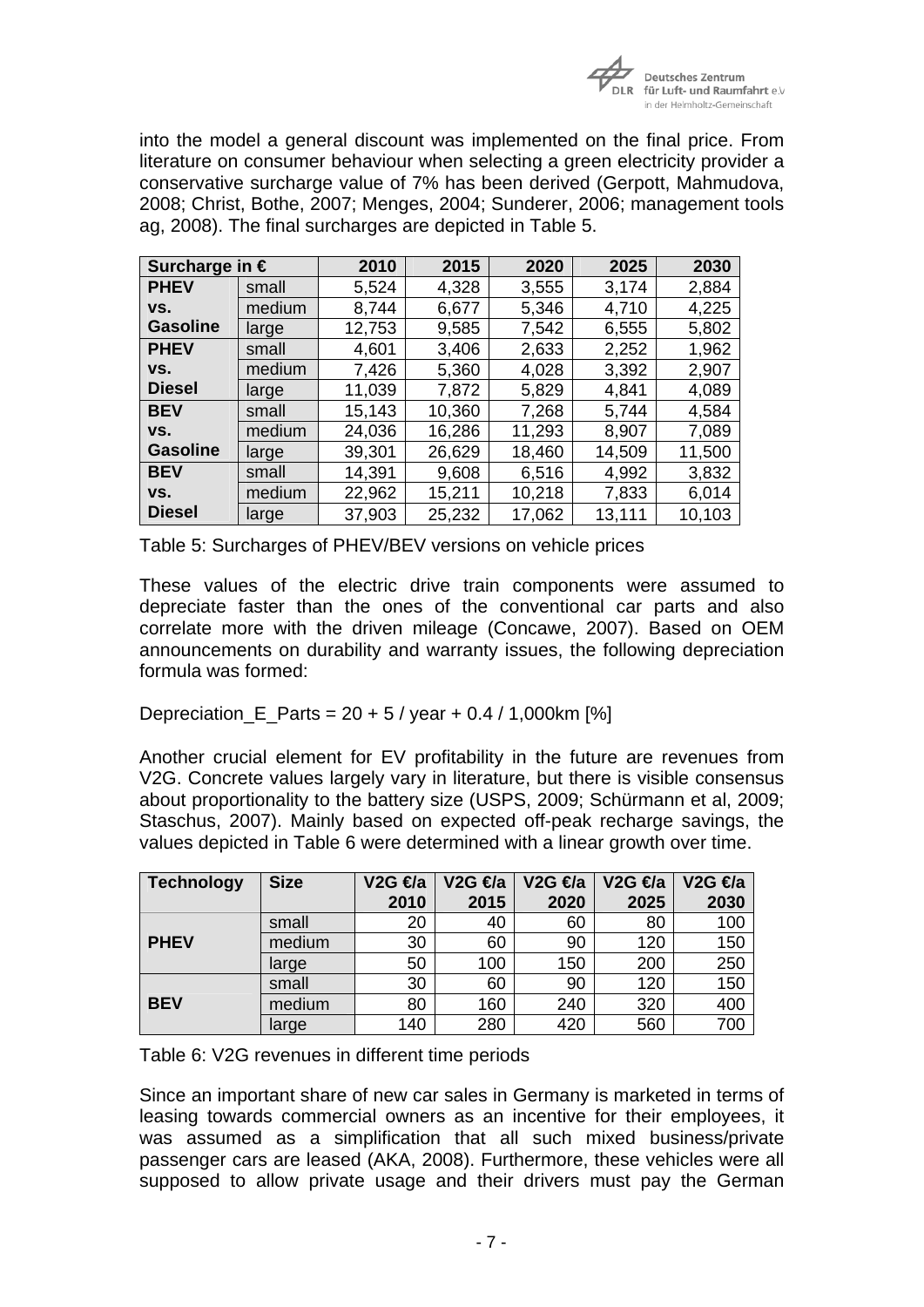into the model a general discount was implemented on the final price. From literature on consumer behaviour when selecting a green electricity provider a conservative surcharge value of 7% has been derived (Gerpott, Mahmudova, 2008; Christ, Bothe, 2007; Menges, 2004; Sunderer, 2006; management tools ag, 2008). The final surcharges are depicted in Table 5.

| Surcharge in € | | 2010 | 2015 | 2020 | 2025 | 2030 |
|---|---|---|---|---|---|---|
| **PHEV vs. Gasoline** | small | 5,524 | 4,328 | 3,555 | 3,174 | 2,884 |
| | medium | 8,744 | 6,677 | 5,346 | 4,710 | 4,225 |
| | large | 12,753 | 9,585 | 7,542 | 6,555 | 5,802 |
| **PHEV vs. Diesel** | small | 4,601 | 3,406 | 2,633 | 2,252 | 1,962 |
| | medium | 7,426 | 5,360 | 4,028 | 3,392 | 2,907 |
| | large | 11,039 | 7,872 | 5,829 | 4,841 | 4,089 |
| **BEV vs. Gasoline** | small | 15,143 | 10,360 | 7,268 | 5,744 | 4,584 |
| | medium | 24,036 | 16,286 | 11,293 | 8,907 | 7,089 |
| | large | 39,301 | 26,629 | 18,460 | 14,509 | 11,500 |
| **BEV vs. Diesel** | small | 14,391 | 9,608 | 6,516 | 4,992 | 3,832 |
| | medium | 22,962 | 15,211 | 10,218 | 7,833 | 6,014 |
| | large | 37,903 | 25,232 | 17,062 | 13,111 | 10,103 |

Table 5: Surcharges of PHEV/BEV versions on vehicle prices

These values of the electric drive train components were assumed to depreciate faster than the ones of the conventional car parts and also correlate more with the driven mileage (Concawe, 2007). Based on OEM announcements on durability and warranty issues, the following depreciation formula was formed:

Depreciation_E_Parts = 20 + 5 / year + 0.4 / 1,000km [%]

Another crucial element for EV profitability in the future are revenues from V2G. Concrete values largely vary in literature, but there is visible consensus about proportionality to the battery size (USPS, 2009; Schürmann et al, 2009; Staschus, 2007). Mainly based on expected off-peak recharge savings, the values depicted in Table 6 were determined with a linear growth over time.

| Technology | Size | V2G €/a 2010 | V2G €/a 2015 | V2G €/a 2020 | V2G €/a 2025 | V2G €/a 2030 |
|---|---|---|---|---|---|---|
| **PHEV** | small | 20 | 40 | 60 | 80 | 100 |
| | medium | 30 | 60 | 90 | 120 | 150 |
| | large | 50 | 100 | 150 | 200 | 250 |
| **BEV** | small | 30 | 60 | 90 | 120 | 150 |
| | medium | 80 | 160 | 240 | 320 | 400 |
| | large | 140 | 280 | 420 | 560 | 700 |

Table 6: V2G revenues in different time periods

Since an important share of new car sales in Germany is marketed in terms of leasing towards commercial owners as an incentive for their employees, it was assumed as a simplification that all such mixed business/private passenger cars are leased (AKA, 2008). Furthermore, these vehicles were all supposed to allow private usage and their drivers must pay the German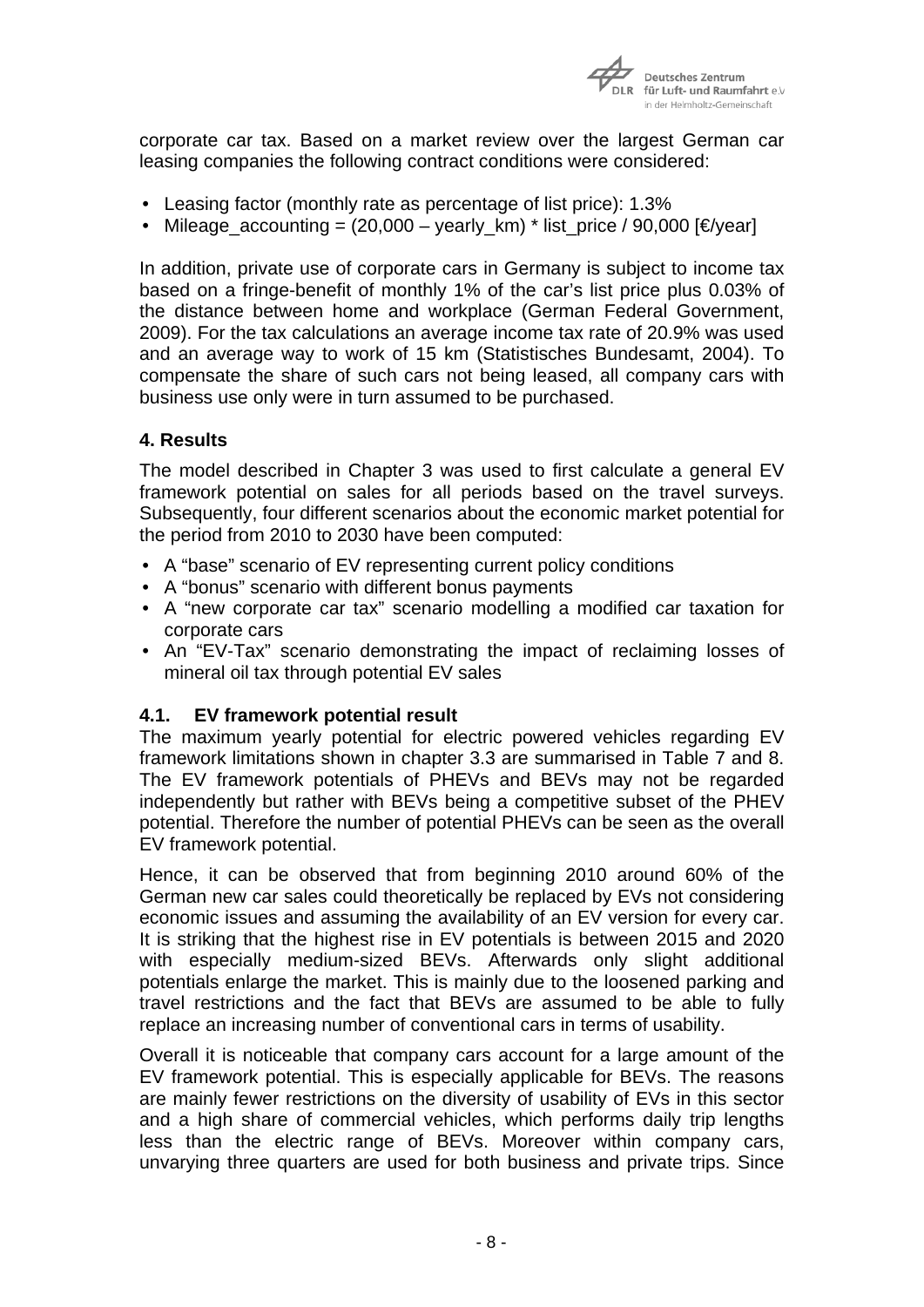corporate car tax. Based on a market review over the largest German car leasing companies the following contract conditions were considered:

- Leasing factor (monthly rate as percentage of list price): 1.3%
- Mileage_accounting = (20,000 – yearly_km) * list_price / 90,000 [€/year]

In addition, private use of corporate cars in Germany is subject to income tax based on a fringe-benefit of monthly 1% of the car's list price plus 0.03% of the distance between home and workplace (German Federal Government, 2009). For the tax calculations an average income tax rate of 20.9% was used and an average way to work of 15 km (Statistisches Bundesamt, 2004). To compensate the share of such cars not being leased, all company cars with business use only were in turn assumed to be purchased.

## 4. Results

The model described in Chapter 3 was used to first calculate a general EV framework potential on sales for all periods based on the travel surveys. Subsequently, four different scenarios about the economic market potential for the period from 2010 to 2030 have been computed:

- A "base" scenario of EV representing current policy conditions
- A "bonus" scenario with different bonus payments
- A "new corporate car tax" scenario modelling a modified car taxation for corporate cars
- An "EV-Tax" scenario demonstrating the impact of reclaiming losses of mineral oil tax through potential EV sales

### 4.1. EV framework potential result

The maximum yearly potential for electric powered vehicles regarding EV framework limitations shown in chapter 3.3 are summarised in Table 7 and 8. The EV framework potentials of PHEVs and BEVs may not be regarded independently but rather with BEVs being a competitive subset of the PHEV potential. Therefore the number of potential PHEVs can be seen as the overall EV framework potential.

Hence, it can be observed that from beginning 2010 around 60% of the German new car sales could theoretically be replaced by EVs not considering economic issues and assuming the availability of an EV version for every car. It is striking that the highest rise in EV potentials is between 2015 and 2020 with especially medium-sized BEVs. Afterwards only slight additional potentials enlarge the market. This is mainly due to the loosened parking and travel restrictions and the fact that BEVs are assumed to be able to fully replace an increasing number of conventional cars in terms of usability.

Overall it is noticeable that company cars account for a large amount of the EV framework potential. This is especially applicable for BEVs. The reasons are mainly fewer restrictions on the diversity of usability of EVs in this sector and a high share of commercial vehicles, which performs daily trip lengths less than the electric range of BEVs. Moreover within company cars, unvarying three quarters are used for both business and private trips. Since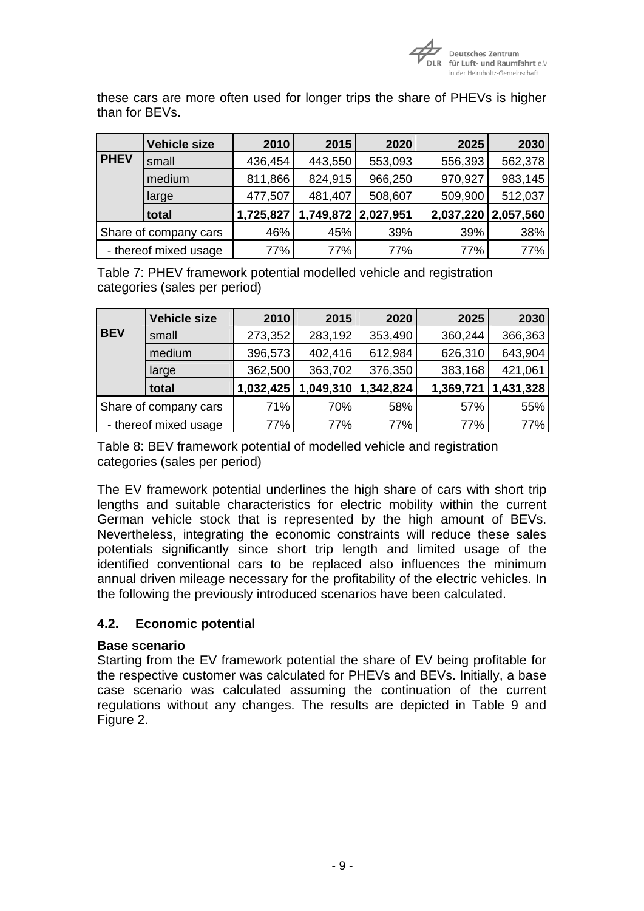these cars are more often used for longer trips the share of PHEVs is higher than for BEVs.

| | Vehicle size | 2010 | 2015 | 2020 | 2025 | 2030 |
|---|---|---|---|---|---|---|
| PHEV | small | 436,454 | 443,550 | 553,093 | 556,393 | 562,378 |
| | medium | 811,866 | 824,915 | 966,250 | 970,927 | 983,145 |
| | large | 477,507 | 481,407 | 508,607 | 509,900 | 512,037 |
| | total | 1,725,827 | 1,749,872 | 2,027,951 | 2,037,220 | 2,057,560 |
| Share of company cars | | 46% | 45% | 39% | 39% | 38% |
| - thereof mixed usage | | 77% | 77% | 77% | 77% | 77% |

Table 7: PHEV framework potential modelled vehicle and registration categories (sales per period)

| | Vehicle size | 2010 | 2015 | 2020 | 2025 | 2030 |
|---|---|---|---|---|---|---|
| BEV | small | 273,352 | 283,192 | 353,490 | 360,244 | 366,363 |
| | medium | 396,573 | 402,416 | 612,984 | 626,310 | 643,904 |
| | large | 362,500 | 363,702 | 376,350 | 383,168 | 421,061 |
| | total | 1,032,425 | 1,049,310 | 1,342,824 | 1,369,721 | 1,431,328 |
| Share of company cars | | 71% | 70% | 58% | 57% | 55% |
| - thereof mixed usage | | 77% | 77% | 77% | 77% | 77% |

Table 8: BEV framework potential of modelled vehicle and registration categories (sales per period)

The EV framework potential underlines the high share of cars with short trip lengths and suitable characteristics for electric mobility within the current German vehicle stock that is represented by the high amount of BEVs. Nevertheless, integrating the economic constraints will reduce these sales potentials significantly since short trip length and limited usage of the identified conventional cars to be replaced also influences the minimum annual driven mileage necessary for the profitability of the electric vehicles. In the following the previously introduced scenarios have been calculated.

## 4.2. Economic potential

**Base scenario**

Starting from the EV framework potential the share of EV being profitable for the respective customer was calculated for PHEVs and BEVs. Initially, a base case scenario was calculated assuming the continuation of the current regulations without any changes. The results are depicted in Table 9 and Figure 2.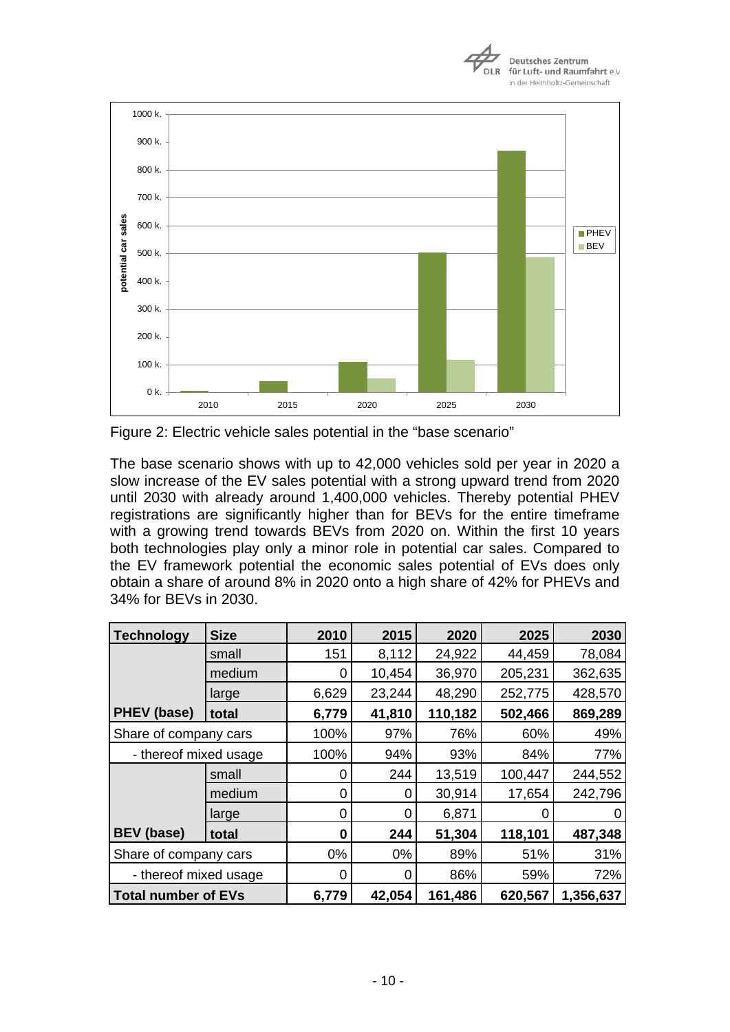Figure 2: Electric vehicle sales potential in the "base scenario"

The base scenario shows with up to 42,000 vehicles sold per year in 2020 a slow increase of the EV sales potential with a strong upward trend from 2020 until 2030 with already around 1,400,000 vehicles. Thereby potential PHEV registrations are significantly higher than for BEVs for the entire timeframe with a growing trend towards BEVs from 2020 on. Within the first 10 years both technologies play only a minor role in potential car sales. Compared to the EV framework potential the economic sales potential of EVs does only obtain a share of around 8% in 2020 onto a high share of 42% for PHEVs and 34% for BEVs in 2030.

| Technology | Size | 2010 | 2015 | 2020 | 2025 | 2030 |
|---|---|---|---|---|---|---|
| | small | 151 | 8,112 | 24,922 | 44,459 | 78,084 |
| | medium | 0 | 10,454 | 36,970 | 205,231 | 362,635 |
| | large | 6,629 | 23,244 | 48,290 | 252,775 | 428,570 |
| **PHEV (base)** | **total** | **6,779** | **41,810** | **110,182** | **502,466** | **869,289** |
| Share of company cars | | 100% | 97% | 76% | 60% | 49% |
| - thereof mixed usage | | 100% | 94% | 93% | 84% | 77% |
| | small | 0 | 244 | 13,519 | 100,447 | 244,552 |
| | medium | 0 | 0 | 30,914 | 17,654 | 242,796 |
| | large | 0 | 0 | 6,871 | 0 | 0 |
| **BEV (base)** | **total** | **0** | **244** | **51,304** | **118,101** | **487,348** |
| Share of company cars | | 0% | 0% | 89% | 51% | 31% |
| - thereof mixed usage | | 0 | 0 | 86% | 59% | 72% |
| **Total number of EVs** | | **6,779** | **42,054** | **161,486** | **620,567** | **1,356,637** |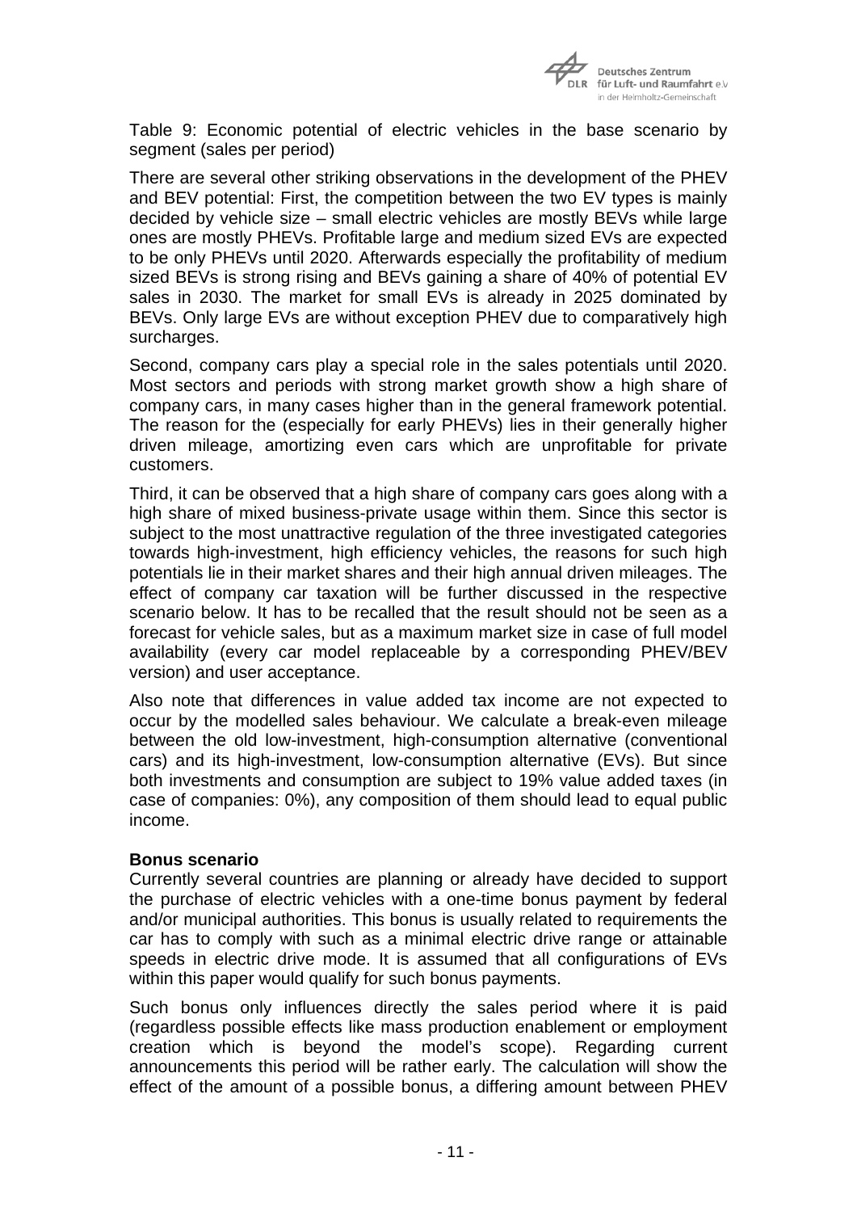Table 9: Economic potential of electric vehicles in the base scenario by segment (sales per period)

There are several other striking observations in the development of the PHEV and BEV potential: First, the competition between the two EV types is mainly decided by vehicle size – small electric vehicles are mostly BEVs while large ones are mostly PHEVs. Profitable large and medium sized EVs are expected to be only PHEVs until 2020. Afterwards especially the profitability of medium sized BEVs is strong rising and BEVs gaining a share of 40% of potential EV sales in 2030. The market for small EVs is already in 2025 dominated by BEVs. Only large EVs are without exception PHEV due to comparatively high surcharges.

Second, company cars play a special role in the sales potentials until 2020. Most sectors and periods with strong market growth show a high share of company cars, in many cases higher than in the general framework potential. The reason for the (especially for early PHEVs) lies in their generally higher driven mileage, amortizing even cars which are unprofitable for private customers.

Third, it can be observed that a high share of company cars goes along with a high share of mixed business-private usage within them. Since this sector is subject to the most unattractive regulation of the three investigated categories towards high-investment, high efficiency vehicles, the reasons for such high potentials lie in their market shares and their high annual driven mileages. The effect of company car taxation will be further discussed in the respective scenario below. It has to be recalled that the result should not be seen as a forecast for vehicle sales, but as a maximum market size in case of full model availability (every car model replaceable by a corresponding PHEV/BEV version) and user acceptance.

Also note that differences in value added tax income are not expected to occur by the modelled sales behaviour. We calculate a break-even mileage between the old low-investment, high-consumption alternative (conventional cars) and its high-investment, low-consumption alternative (EVs). But since both investments and consumption are subject to 19% value added taxes (in case of companies: 0%), any composition of them should lead to equal public income.

**Bonus scenario**

Currently several countries are planning or already have decided to support the purchase of electric vehicles with a one-time bonus payment by federal and/or municipal authorities. This bonus is usually related to requirements the car has to comply with such as a minimal electric drive range or attainable speeds in electric drive mode. It is assumed that all configurations of EVs within this paper would qualify for such bonus payments.

Such bonus only influences directly the sales period where it is paid (regardless possible effects like mass production enablement or employment creation which is beyond the model's scope). Regarding current announcements this period will be rather early. The calculation will show the effect of the amount of a possible bonus, a differing amount between PHEV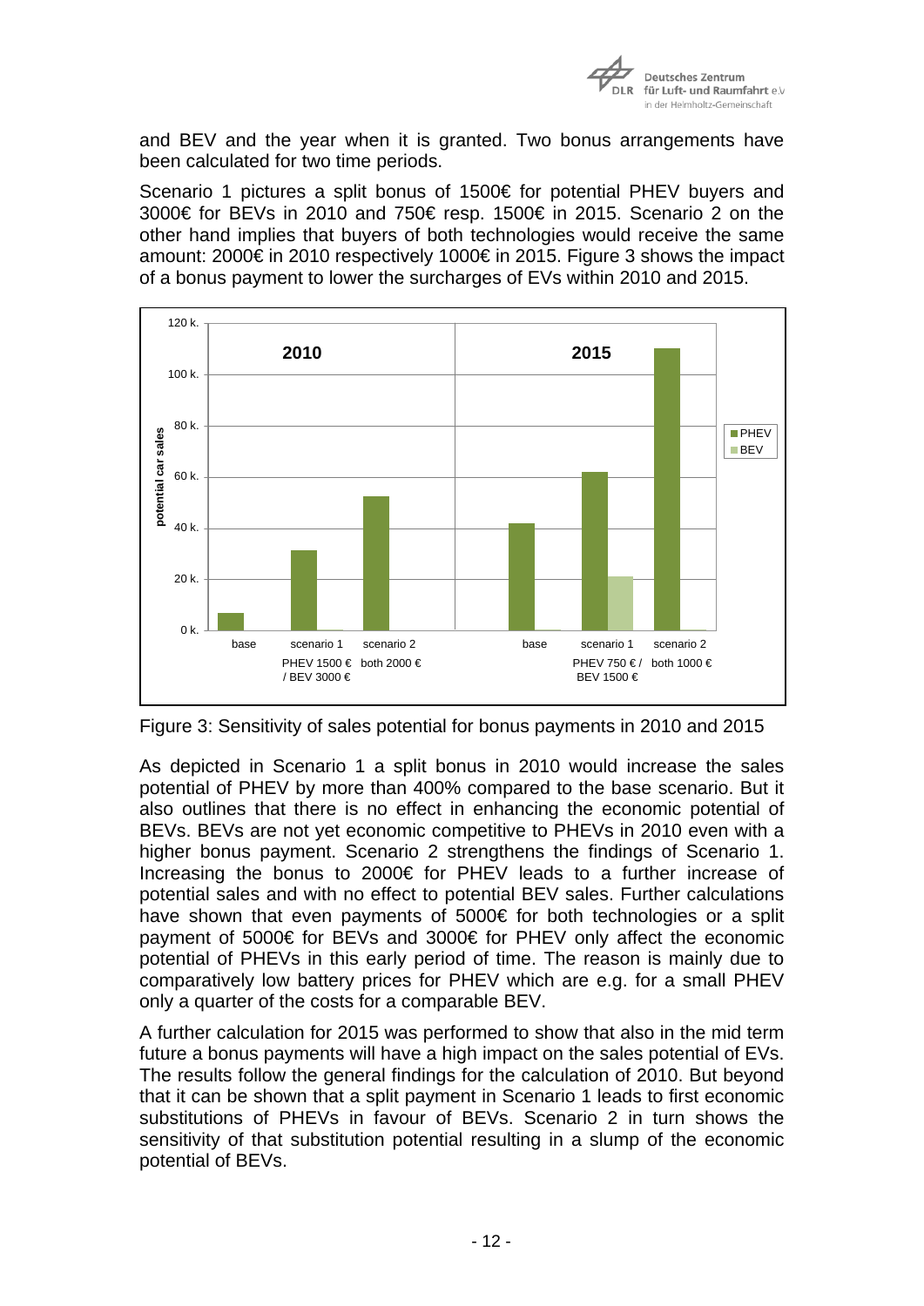and BEV and the year when it is granted. Two bonus arrangements have been calculated for two time periods.

Scenario 1 pictures a split bonus of 1500€ for potential PHEV buyers and 3000€ for BEVs in 2010 and 750€ resp. 1500€ in 2015. Scenario 2 on the other hand implies that buyers of both technologies would receive the same amount: 2000€ in 2010 respectively 1000€ in 2015. Figure 3 shows the impact of a bonus payment to lower the surcharges of EVs within 2010 and 2015.

Figure 3: Sensitivity of sales potential for bonus payments in 2010 and 2015

As depicted in Scenario 1 a split bonus in 2010 would increase the sales potential of PHEV by more than 400% compared to the base scenario. But it also outlines that there is no effect in enhancing the economic potential of BEVs. BEVs are not yet economic competitive to PHEVs in 2010 even with a higher bonus payment. Scenario 2 strengthens the findings of Scenario 1. Increasing the bonus to 2000€ for PHEV leads to a further increase of potential sales and with no effect to potential BEV sales. Further calculations have shown that even payments of 5000€ for both technologies or a split payment of 5000€ for BEVs and 3000€ for PHEV only affect the economic potential of PHEVs in this early period of time. The reason is mainly due to comparatively low battery prices for PHEV which are e.g. for a small PHEV only a quarter of the costs for a comparable BEV.

A further calculation for 2015 was performed to show that also in the mid term future a bonus payments will have a high impact on the sales potential of EVs. The results follow the general findings for the calculation of 2010. But beyond that it can be shown that a split payment in Scenario 1 leads to first economic substitutions of PHEVs in favour of BEVs. Scenario 2 in turn shows the sensitivity of that substitution potential resulting in a slump of the economic potential of BEVs.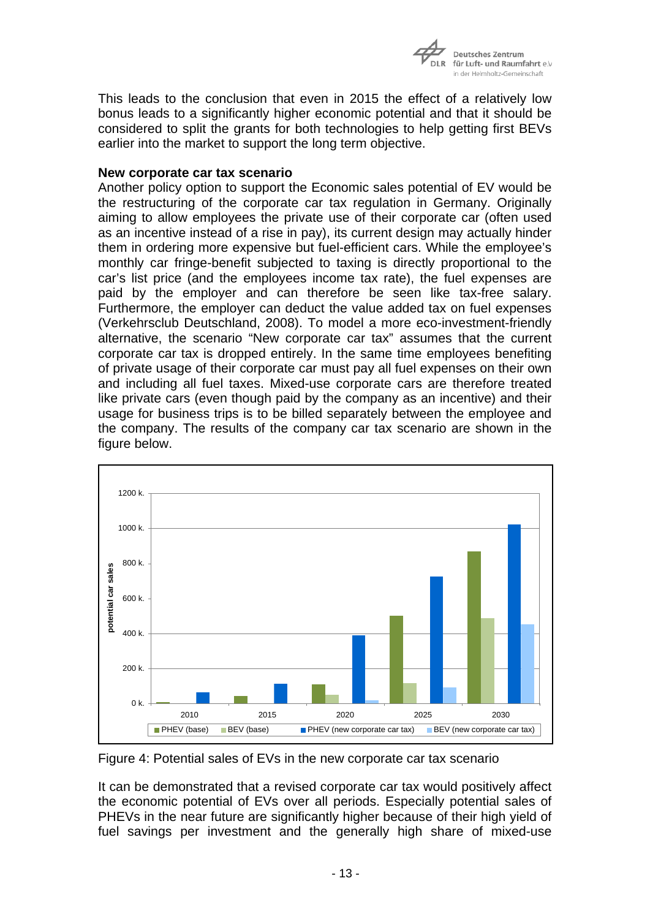This leads to the conclusion that even in 2015 the effect of a relatively low bonus leads to a significantly higher economic potential and that it should be considered to split the grants for both technologies to help getting first BEVs earlier into the market to support the long term objective.

**New corporate car tax scenario**

Another policy option to support the Economic sales potential of EV would be the restructuring of the corporate car tax regulation in Germany. Originally aiming to allow employees the private use of their corporate car (often used as an incentive instead of a rise in pay), its current design may actually hinder them in ordering more expensive but fuel-efficient cars. While the employee's monthly car fringe-benefit subjected to taxing is directly proportional to the car's list price (and the employees income tax rate), the fuel expenses are paid by the employer and can therefore be seen like tax-free salary. Furthermore, the employer can deduct the value added tax on fuel expenses (Verkehrsclub Deutschland, 2008). To model a more eco-investment-friendly alternative, the scenario "New corporate car tax" assumes that the current corporate car tax is dropped entirely. In the same time employees benefiting of private usage of their corporate car must pay all fuel expenses on their own and including all fuel taxes. Mixed-use corporate cars are therefore treated like private cars (even though paid by the company as an incentive) and their usage for business trips is to be billed separately between the employee and the company. The results of the company car tax scenario are shown in the figure below.

Figure 4: Potential sales of EVs in the new corporate car tax scenario

It can be demonstrated that a revised corporate car tax would positively affect the economic potential of EVs over all periods. Especially potential sales of PHEVs in the near future are significantly higher because of their high yield of fuel savings per investment and the generally high share of mixed-use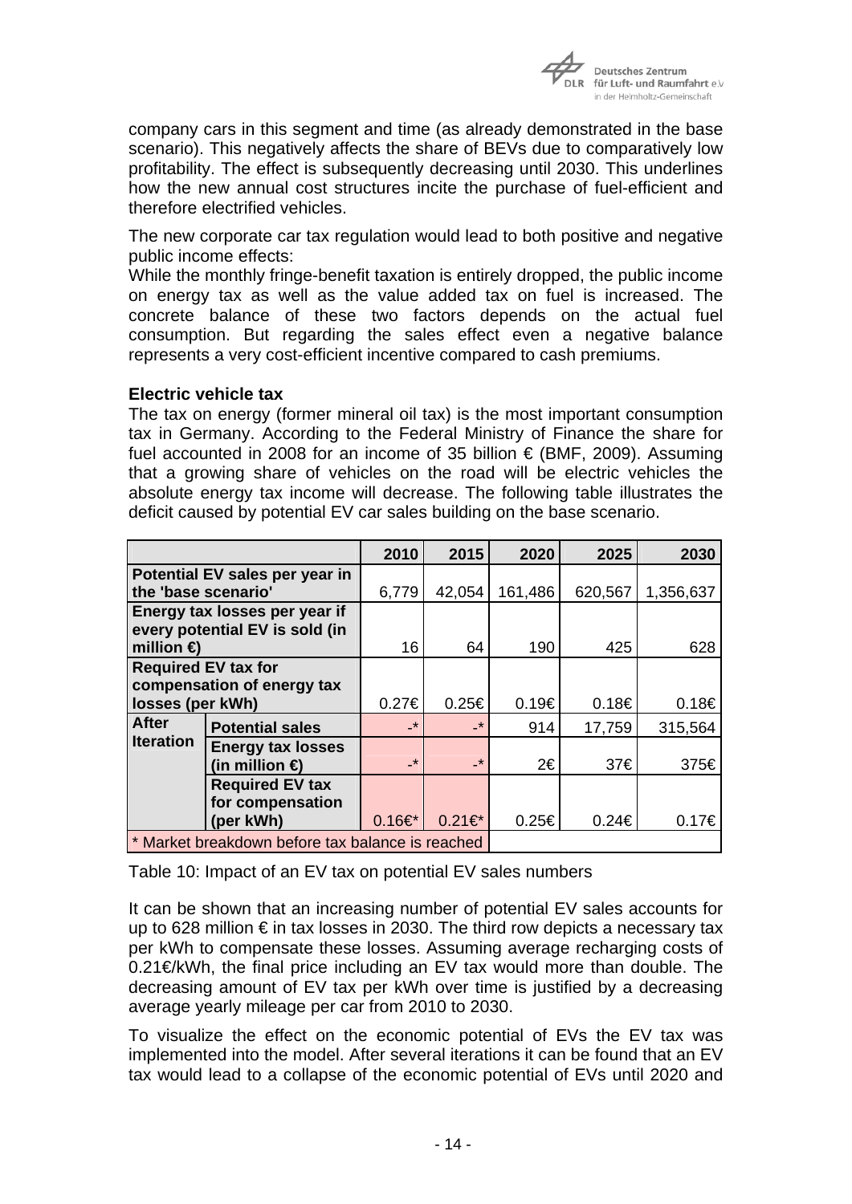company cars in this segment and time (as already demonstrated in the base scenario). This negatively affects the share of BEVs due to comparatively low profitability. The effect is subsequently decreasing until 2030. This underlines how the new annual cost structures incite the purchase of fuel-efficient and therefore electrified vehicles.

The new corporate car tax regulation would lead to both positive and negative public income effects:
While the monthly fringe-benefit taxation is entirely dropped, the public income on energy tax as well as the value added tax on fuel is increased. The concrete balance of these two factors depends on the actual fuel consumption. But regarding the sales effect even a negative balance represents a very cost-efficient incentive compared to cash premiums.

**Electric vehicle tax**

The tax on energy (former mineral oil tax) is the most important consumption tax in Germany. According to the Federal Ministry of Finance the share for fuel accounted in 2008 for an income of 35 billion € (BMF, 2009). Assuming that a growing share of vehicles on the road will be electric vehicles the absolute energy tax income will decrease. The following table illustrates the deficit caused by potential EV car sales building on the base scenario.

| | | 2010 | 2015 | 2020 | 2025 | 2030 |
|---|---|---|---|---|---|---|
| **Potential EV sales per year in the 'base scenario'** | | 6,779 | 42,054 | 161,486 | 620,567 | 1,356,637 |
| **Energy tax losses per year if every potential EV is sold (in million €)** | | 16 | 64 | 190 | 425 | 628 |
| **Required EV tax for compensation of energy tax losses (per kWh)** | | 0.27€ | 0.25€ | 0.19€ | 0.18€ | 0.18€ |
| **After Iteration** | **Potential sales** | -* | -* | 914 | 17,759 | 315,564 |
| | **Energy tax losses (in million €)** | -* | -* | 2€ | 37€ | 375€ |
| | **Required EV tax for compensation (per kWh)** | 0.16€* | 0.21€* | 0.25€ | 0.24€ | 0.17€ |
| * Market breakdown before tax balance is reached | | | | | | |

Table 10: Impact of an EV tax on potential EV sales numbers

It can be shown that an increasing number of potential EV sales accounts for up to 628 million € in tax losses in 2030. The third row depicts a necessary tax per kWh to compensate these losses. Assuming average recharging costs of 0.21€/kWh, the final price including an EV tax would more than double. The decreasing amount of EV tax per kWh over time is justified by a decreasing average yearly mileage per car from 2010 to 2030.

To visualize the effect on the economic potential of EVs the EV tax was implemented into the model. After several iterations it can be found that an EV tax would lead to a collapse of the economic potential of EVs until 2020 and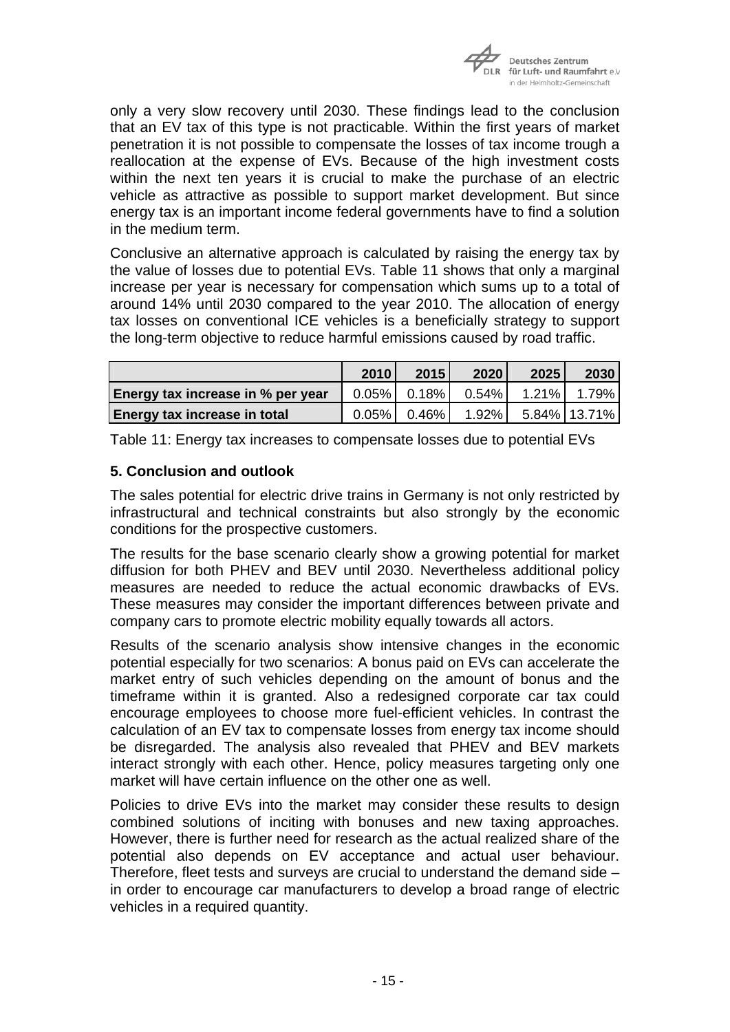only a very slow recovery until 2030. These findings lead to the conclusion that an EV tax of this type is not practicable. Within the first years of market penetration it is not possible to compensate the losses of tax income trough a reallocation at the expense of EVs. Because of the high investment costs within the next ten years it is crucial to make the purchase of an electric vehicle as attractive as possible to support market development. But since energy tax is an important income federal governments have to find a solution in the medium term.

Conclusive an alternative approach is calculated by raising the energy tax by the value of losses due to potential EVs. Table 11 shows that only a marginal increase per year is necessary for compensation which sums up to a total of around 14% until 2030 compared to the year 2010. The allocation of energy tax losses on conventional ICE vehicles is a beneficially strategy to support the long-term objective to reduce harmful emissions caused by road traffic.

| | 2010 | 2015 | 2020 | 2025 | 2030 |
|---|---|---|---|---|---|
| **Energy tax increase in % per year** | 0.05% | 0.18% | 0.54% | 1.21% | 1.79% |
| **Energy tax increase in total** | 0.05% | 0.46% | 1.92% | 5.84% | 13.71% |

Table 11: Energy tax increases to compensate losses due to potential EVs

## 5. Conclusion and outlook

The sales potential for electric drive trains in Germany is not only restricted by infrastructural and technical constraints but also strongly by the economic conditions for the prospective customers.

The results for the base scenario clearly show a growing potential for market diffusion for both PHEV and BEV until 2030. Nevertheless additional policy measures are needed to reduce the actual economic drawbacks of EVs. These measures may consider the important differences between private and company cars to promote electric mobility equally towards all actors.

Results of the scenario analysis show intensive changes in the economic potential especially for two scenarios: A bonus paid on EVs can accelerate the market entry of such vehicles depending on the amount of bonus and the timeframe within it is granted. Also a redesigned corporate car tax could encourage employees to choose more fuel-efficient vehicles. In contrast the calculation of an EV tax to compensate losses from energy tax income should be disregarded. The analysis also revealed that PHEV and BEV markets interact strongly with each other. Hence, policy measures targeting only one market will have certain influence on the other one as well.

Policies to drive EVs into the market may consider these results to design combined solutions of inciting with bonuses and new taxing approaches. However, there is further need for research as the actual realized share of the potential also depends on EV acceptance and actual user behaviour. Therefore, fleet tests and surveys are crucial to understand the demand side – in order to encourage car manufacturers to develop a broad range of electric vehicles in a required quantity.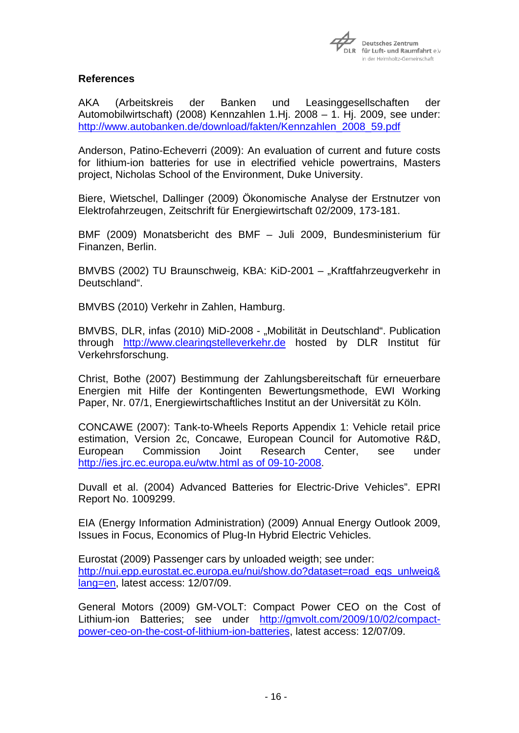## References

AKA (Arbeitskreis der Banken und Leasinggesellschaften der Automobilwirtschaft) (2008) Kennzahlen 1.Hj. 2008 – 1. Hj. 2009, see under: http://www.autobanken.de/download/fakten/Kennzahlen_2008_59.pdf

Anderson, Patino-Echeverri (2009): An evaluation of current and future costs for lithium-ion batteries for use in electrified vehicle powertrains, Masters project, Nicholas School of the Environment, Duke University.

Biere, Wietschel, Dallinger (2009) Ökonomische Analyse der Erstnutzer von Elektrofahrzeugen, Zeitschrift für Energiewirtschaft 02/2009, 173-181.

BMF (2009) Monatsbericht des BMF – Juli 2009, Bundesministerium für Finanzen, Berlin.

BMVBS (2002) TU Braunschweig, KBA: KiD-2001 – „Kraftfahrzeugverkehr in Deutschland".

BMVBS (2010) Verkehr in Zahlen, Hamburg.

BMVBS, DLR, infas (2010) MiD-2008 - „Mobilität in Deutschland". Publication through http://www.clearingstelleverkehr.de hosted by DLR Institut für Verkehrsforschung.

Christ, Bothe (2007) Bestimmung der Zahlungsbereitschaft für erneuerbare Energien mit Hilfe der Kontingenten Bewertungsmethode, EWI Working Paper, Nr. 07/1, Energiewirtschaftliches Institut an der Universität zu Köln.

CONCAWE (2007): Tank-to-Wheels Reports Appendix 1: Vehicle retail price estimation, Version 2c, Concawe, European Council for Automotive R&D, European Commission Joint Research Center, see under http://ies.jrc.ec.europa.eu/wtw.html as of 09-10-2008.

Duvall et al. (2004) Advanced Batteries for Electric-Drive Vehicles". EPRI Report No. 1009299.

EIA (Energy Information Administration) (2009) Annual Energy Outlook 2009, Issues in Focus, Economics of Plug-In Hybrid Electric Vehicles.

Eurostat (2009) Passenger cars by unloaded weigth; see under: http://nui.epp.eurostat.ec.europa.eu/nui/show.do?dataset=road_eqs_unlweig&lang=en, latest access: 12/07/09.

General Motors (2009) GM-VOLT: Compact Power CEO on the Cost of Lithium-ion Batteries; see under http://gmvolt.com/2009/10/02/compact-power-ceo-on-the-cost-of-lithium-ion-batteries, latest access: 12/07/09.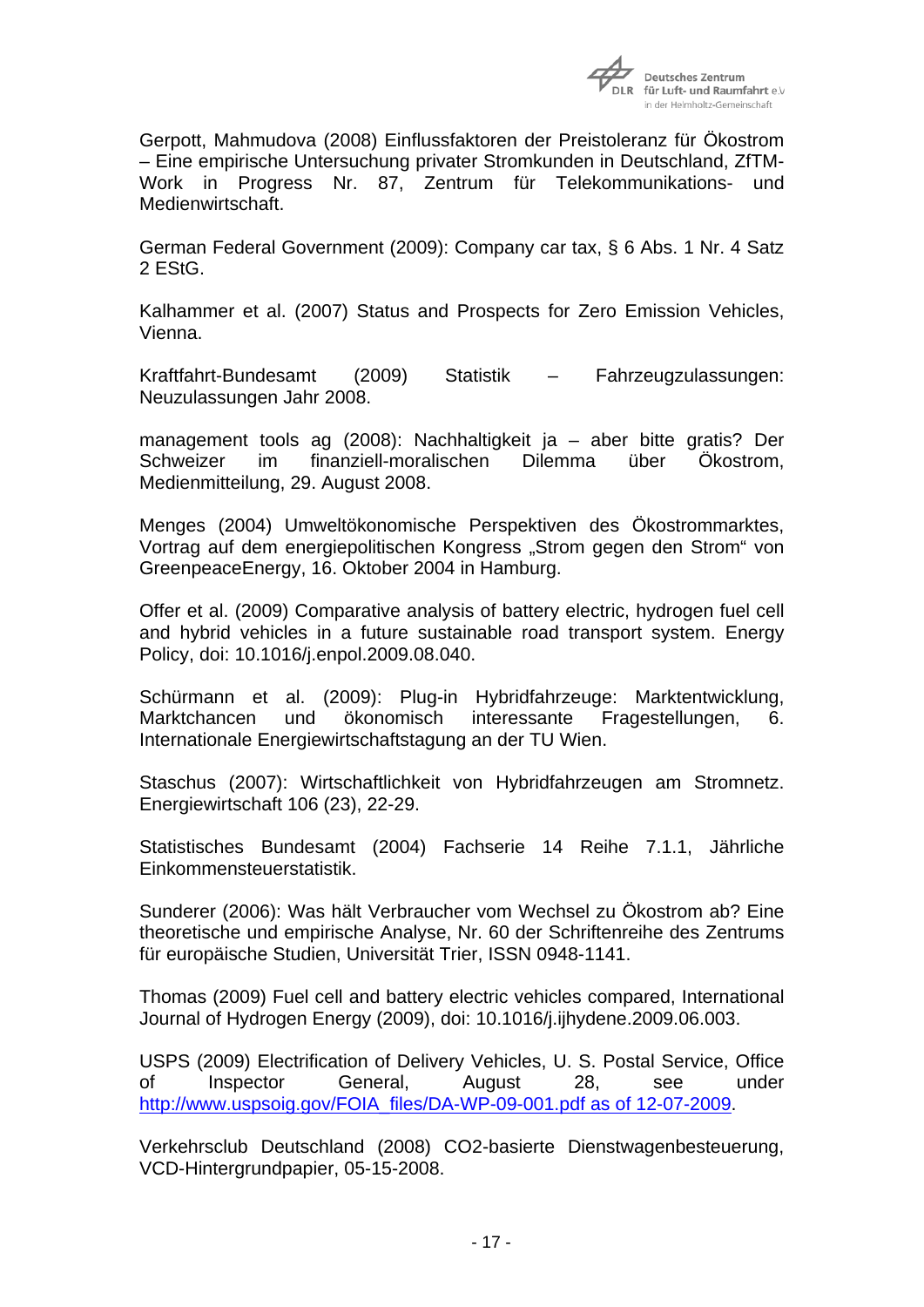Gerpott, Mahmudova (2008) Einflussfaktoren der Preistoleranz für Ökostrom – Eine empirische Untersuchung privater Stromkunden in Deutschland, ZfTM-Work in Progress Nr. 87, Zentrum für Telekommunikations- und Medienwirtschaft.

German Federal Government (2009): Company car tax, § 6 Abs. 1 Nr. 4 Satz 2 EStG.

Kalhammer et al. (2007) Status and Prospects for Zero Emission Vehicles, Vienna.

Kraftfahrt-Bundesamt (2009) Statistik – Fahrzeugzulassungen: Neuzulassungen Jahr 2008.

management tools ag (2008): Nachhaltigkeit ja – aber bitte gratis? Der Schweizer im finanziell-moralischen Dilemma über Ökostrom, Medienmitteilung, 29. August 2008.

Menges (2004) Umweltökonomische Perspektiven des Ökostrommarktes, Vortrag auf dem energiepolitischen Kongress „Strom gegen den Strom" von GreenpeaceEnergy, 16. Oktober 2004 in Hamburg.

Offer et al. (2009) Comparative analysis of battery electric, hydrogen fuel cell and hybrid vehicles in a future sustainable road transport system. Energy Policy, doi: 10.1016/j.enpol.2009.08.040.

Schürmann et al. (2009): Plug-in Hybridfahrzeuge: Marktentwicklung, Marktchancen und ökonomisch interessante Fragestellungen, 6. Internationale Energiewirtschaftstagung an der TU Wien.

Staschus (2007): Wirtschaftlichkeit von Hybridfahrzeugen am Stromnetz. Energiewirtschaft 106 (23), 22-29.

Statistisches Bundesamt (2004) Fachserie 14 Reihe 7.1.1, Jährliche Einkommensteuerstatistik.

Sunderer (2006): Was hält Verbraucher vom Wechsel zu Ökostrom ab? Eine theoretische und empirische Analyse, Nr. 60 der Schriftenreihe des Zentrums für europäische Studien, Universität Trier, ISSN 0948-1141.

Thomas (2009) Fuel cell and battery electric vehicles compared, International Journal of Hydrogen Energy (2009), doi: 10.1016/j.ijhydene.2009.06.003.

USPS (2009) Electrification of Delivery Vehicles, U. S. Postal Service, Office of Inspector General, August 28, see under http://www.uspsoig.gov/FOIA_files/DA-WP-09-001.pdf as of 12-07-2009.

Verkehrsclub Deutschland (2008) CO2-basierte Dienstwagenbesteuerung, VCD-Hintergrundpapier, 05-15-2008.